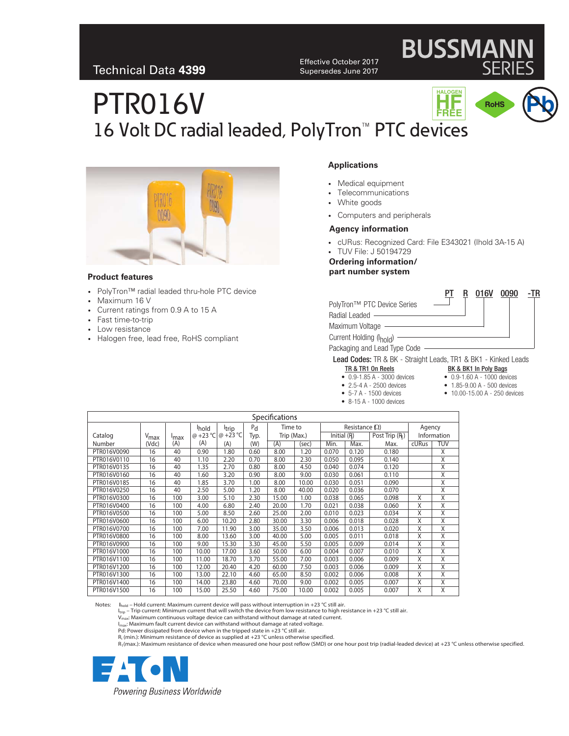Technical Data **4399**

Effective October 2017
Supersedes June 2017

# PTR016V

## 16 Volt DC radial leaded, PolyTron™ PTC devices

### Product features

- PolyTron™ radial leaded thru-hole PTC device
- Maximum 16 V
- Current ratings from 0.9 A to 15 A
- Fast time-to-trip
- Low resistance
- Halogen free, lead free, RoHS compliant

### Applications

- Medical equipment
- Telecommunications
- White goods
- Computers and peripherals

### Agency information

- cURus: Recognized Card: File E343021 (Ihold 3A-15 A)
- TUV File: J 50194729

### Ordering information/ part number system

**PT R 016V 0090 -TR**

- PT — PolyTron™ PTC Device Series
- R — Radial Leaded
- 016V — Maximum Voltage
- 0090 — Current Holding ($I_{hold}$)
- -TR — Packaging and Lead Type Code

**Lead Codes:** TR & BK - Straight Leads, TR1 & BK1 - Kinked Leads

**TR & TR1 On Reels**

- 0.9-1.85 A - 3000 devices
- 2.5-4 A - 2500 devices
- 5-7 A - 1500 devices
- 8-15 A - 1000 devices

**BK & BK1 In Poly Bags**

- 0.9-1.60 A - 1000 devices
- 1.85-9.00 A - 500 devices
- 10.00-15.00 A - 250 devices

### Specifications

| Catalog Number | $V_{max}$ (Vdc) | $I_{max}$ (A) | $I_{hold}$ @ +23 °C (A) | $I_{trip}$ @ +23 °C (A) | $P_d$ Typ. (W) | Time to Trip (Max.) (A) | Time to Trip (Max.) (sec) | Resistance (Ω) Initial ($R_i$) Min. | Resistance (Ω) Initial ($R_i$) Max. | Resistance (Ω) Post Trip ($R_1$) Max. | Agency Information cURus | Agency Information TUV |
|---|---|---|---|---|---|---|---|---|---|---|---|---|
| PTR016V0090 | 16 | 40 | 0.90 | 1.80 | 0.60 | 8.00 | 1.20 | 0.070 | 0.120 | 0.180 | | X |
| PTR016V0110 | 16 | 40 | 1.10 | 2.20 | 0.70 | 8.00 | 2.30 | 0.050 | 0.095 | 0.140 | | X |
| PTR016V0135 | 16 | 40 | 1.35 | 2.70 | 0.80 | 8.00 | 4.50 | 0.040 | 0.074 | 0.120 | | X |
| PTR016V0160 | 16 | 40 | 1.60 | 3.20 | 0.90 | 8.00 | 9.00 | 0.030 | 0.061 | 0.110 | | X |
| PTR016V0185 | 16 | 40 | 1.85 | 3.70 | 1.00 | 8.00 | 10.00 | 0.030 | 0.051 | 0.090 | | X |
| PTR016V0250 | 16 | 40 | 2.50 | 5.00 | 1.20 | 8.00 | 40.00 | 0.020 | 0.036 | 0.070 | | X |
| PTR016V0300 | 16 | 100 | 3.00 | 5.10 | 2.30 | 15.00 | 1.00 | 0.038 | 0.065 | 0.098 | X | X |
| PTR016V0400 | 16 | 100 | 4.00 | 6.80 | 2.40 | 20.00 | 1.70 | 0.021 | 0.038 | 0.060 | X | X |
| PTR016V0500 | 16 | 100 | 5.00 | 8.50 | 2.60 | 25.00 | 2.00 | 0.010 | 0.023 | 0.034 | X | X |
| PTR016V0600 | 16 | 100 | 6.00 | 10.20 | 2.80 | 30.00 | 3.30 | 0.006 | 0.018 | 0.028 | X | X |
| PTR016V0700 | 16 | 100 | 7.00 | 11.90 | 3.00 | 35.00 | 3.50 | 0.006 | 0.013 | 0.020 | X | X |
| PTR016V0800 | 16 | 100 | 8.00 | 13.60 | 3.00 | 40.00 | 5.00 | 0.005 | 0.011 | 0.018 | X | X |
| PTR016V0900 | 16 | 100 | 9.00 | 15.30 | 3.30 | 45.00 | 5.50 | 0.005 | 0.009 | 0.014 | X | X |
| PTR016V1000 | 16 | 100 | 10.00 | 17.00 | 3.60 | 50.00 | 6.00 | 0.004 | 0.007 | 0.010 | X | X |
| PTR016V1100 | 16 | 100 | 11.00 | 18.70 | 3.70 | 55.00 | 7.00 | 0.003 | 0.006 | 0.009 | X | X |
| PTR016V1200 | 16 | 100 | 12.00 | 20.40 | 4.20 | 60.00 | 7.50 | 0.003 | 0.006 | 0.009 | X | X |
| PTR016V1300 | 16 | 100 | 13.00 | 22.10 | 4.60 | 65.00 | 8.50 | 0.002 | 0.006 | 0.008 | X | X |
| PTR016V1400 | 16 | 100 | 14.00 | 23.80 | 4.60 | 70.00 | 9.00 | 0.002 | 0.005 | 0.007 | X | X |
| PTR016V1500 | 16 | 100 | 15.00 | 25.50 | 4.60 | 75.00 | 10.00 | 0.002 | 0.005 | 0.007 | X | X |

Notes:
$I_{hold}$ – Hold current: Maximum current device will pass without interruption in +23 °C still air.
$I_{trip}$ – Trip current: Minimum current that will switch the device from low resistance to high resistance in +23 °C still air.
$V_{max}$: Maximum continuous voltage device can withstand without damage at rated current.
$I_{max}$: Maximum fault current device can withstand without damage at rated voltage.
Pd: Power dissipated from device when in the tripped state in +23 °C still air.
$R_i$ (min.): Minimum resistance of device as supplied at +23 °C unless otherwise specified.
$R_1$(max.): Maximum resistance of device when measured one hour post reflow (SMD) or one hour post trip (radial-leaded device) at +23 °C unless otherwise specified.

EATON
Powering Business Worldwide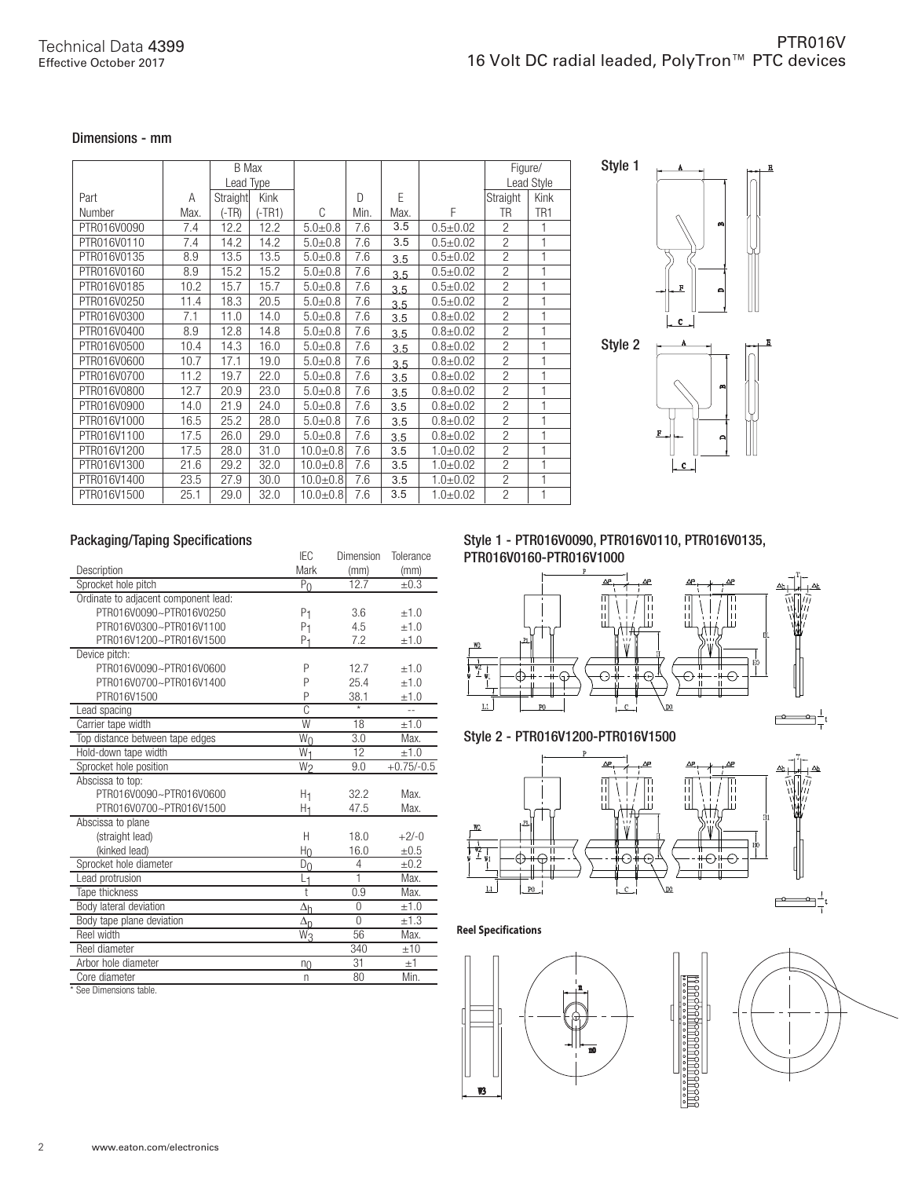## Dimensions - mm

| Part Number | A Max. | B Max Lead Type Straight (-TR) | Kink (-TR1) | C | D Min. | E Max. | F | Figure/ Lead Style Straight TR | Kink TR1 |
|---|---|---|---|---|---|---|---|---|---|
| PTR016V0090 | 7.4 | 12.2 | 12.2 | 5.0±0.8 | 7.6 | 3.5 | 0.5±0.02 | 2 | 1 |
| PTR016V0110 | 7.4 | 14.2 | 14.2 | 5.0±0.8 | 7.6 | 3.5 | 0.5±0.02 | 2 | 1 |
| PTR016V0135 | 8.9 | 13.5 | 13.5 | 5.0±0.8 | 7.6 | 3.5 | 0.5±0.02 | 2 | 1 |
| PTR016V0160 | 8.9 | 15.2 | 15.2 | 5.0±0.8 | 7.6 | 3.5 | 0.5±0.02 | 2 | 1 |
| PTR016V0185 | 10.2 | 15.7 | 15.7 | 5.0±0.8 | 7.6 | 3.5 | 0.5±0.02 | 2 | 1 |
| PTR016V0250 | 11.4 | 18.3 | 20.5 | 5.0±0.8 | 7.6 | 3.5 | 0.5±0.02 | 2 | 1 |
| PTR016V0300 | 7.1 | 11.0 | 14.0 | 5.0±0.8 | 7.6 | 3.5 | 0.8±0.02 | 2 | 1 |
| PTR016V0400 | 8.9 | 12.8 | 14.8 | 5.0±0.8 | 7.6 | 3.5 | 0.8±0.02 | 2 | 1 |
| PTR016V0500 | 10.4 | 14.3 | 16.0 | 5.0±0.8 | 7.6 | 3.5 | 0.8±0.02 | 2 | 1 |
| PTR016V0600 | 10.7 | 17.1 | 19.0 | 5.0±0.8 | 7.6 | 3.5 | 0.8±0.02 | 2 | 1 |
| PTR016V0700 | 11.2 | 19.7 | 22.0 | 5.0±0.8 | 7.6 | 3.5 | 0.8±0.02 | 2 | 1 |
| PTR016V0800 | 12.7 | 20.9 | 23.0 | 5.0±0.8 | 7.6 | 3.5 | 0.8±0.02 | 2 | 1 |
| PTR016V0900 | 14.0 | 21.9 | 24.0 | 5.0±0.8 | 7.6 | 3.5 | 0.8±0.02 | 2 | 1 |
| PTR016V1000 | 16.5 | 25.2 | 28.0 | 5.0±0.8 | 7.6 | 3.5 | 0.8±0.02 | 2 | 1 |
| PTR016V1100 | 17.5 | 26.0 | 29.0 | 5.0±0.8 | 7.6 | 3.5 | 0.8±0.02 | 2 | 1 |
| PTR016V1200 | 17.5 | 28.0 | 31.0 | 10.0±0.8 | 7.6 | 3.5 | 1.0±0.02 | 2 | 1 |
| PTR016V1300 | 21.6 | 29.2 | 32.0 | 10.0±0.8 | 7.6 | 3.5 | 1.0±0.02 | 2 | 1 |
| PTR016V1400 | 23.5 | 27.9 | 30.0 | 10.0±0.8 | 7.6 | 3.5 | 1.0±0.02 | 2 | 1 |
| PTR016V1500 | 25.1 | 29.0 | 32.0 | 10.0±0.8 | 7.6 | 3.5 | 1.0±0.02 | 2 | 1 |

Style 1

Style 2

## Packaging/Taping Specifications

| Description | IEC Mark | Dimension (mm) | Tolerance (mm) |
|---|---|---|---|
| Sprocket hole pitch | $P_0$ | 12.7 | ±0.3 |
| Ordinate to adjacent component lead: | | | |
| PTR016V0090~PTR016V0250 | $P_1$ | 3.6 | ±1.0 |
| PTR016V0300~PTR016V1100 | $P_1$ | 4.5 | ±1.0 |
| PTR016V1200~PTR016V1500 | $P_1$ | 7.2 | ±1.0 |
| Device pitch: | | | |
| PTR016V0090~PTR016V0600 | P | 12.7 | ±1.0 |
| PTR016V0700~PTR016V1400 | P | 25.4 | ±1.0 |
| PTR016V1500 | P | 38.1 | ±1.0 |
| Lead spacing | C | * | -- |
| Carrier tape width | W | 18 | ±1.0 |
| Top distance between tape edges | $W_0$ | 3.0 | Max. |
| Hold-down tape width | $W_1$ | 12 | ±1.0 |
| Sprocket hole position | $W_2$ | 9.0 | +0.75/-0.5 |
| Abscissa to top: | | | |
| PTR016V0090~PTR016V0600 | $H_1$ | 32.2 | Max. |
| PTR016V0700~PTR016V1500 | $H_1$ | 47.5 | Max. |
| Abscissa to plane | | | |
| (straight lead) | H | 18.0 | +2/-0 |
| (kinked lead) | $H_0$ | 16.0 | ±0.5 |
| Sprocket hole diameter | $D_0$ | 4 | ±0.2 |
| Lead protrusion | $L_1$ | 1 | Max. |
| Tape thickness | t | 0.9 | Max. |
| Body lateral deviation | $\Delta_h$ | 0 | ±1.0 |
| Body tape plane deviation | $\Delta_p$ | 0 | ±1.3 |
| Reel width | $W_3$ | 56 | Max. |
| Reel diameter | | 340 | ±10 |
| Arbor hole diameter | $n_0$ | 31 | ±1 |
| Core diameter | n | 80 | Min. |

\* See Dimensions table.

### Style 1 - PTR016V0090, PTR016V0110, PTR016V0135, PTR016V0160-PTR016V1000

### Style 2 - PTR016V1200-PTR016V1500

**Reel Specifications**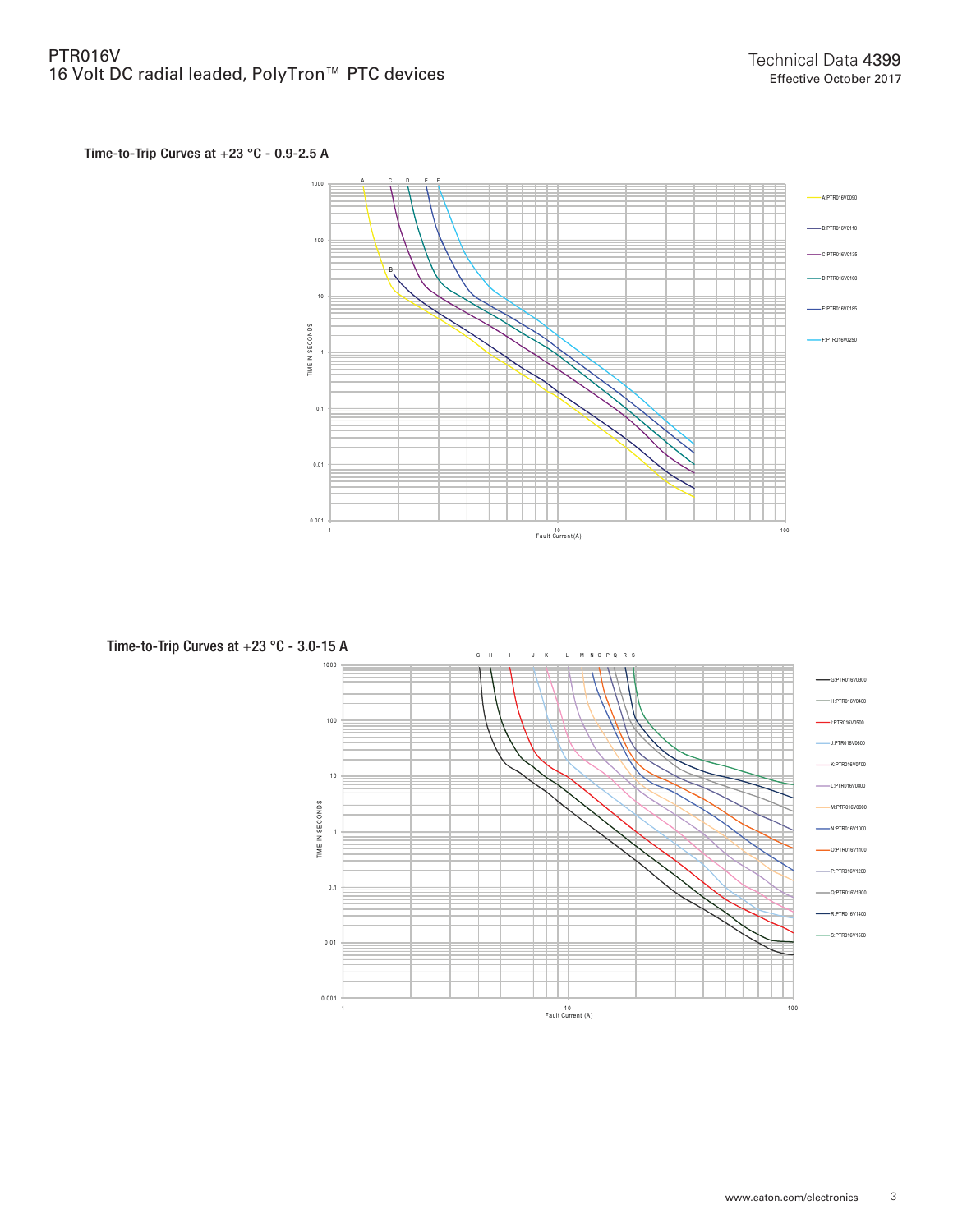### Time-to-Trip Curves at +23 °C - 0.9-2.5 A

A: PTR016V0090
B: PTR016V0110
C: PTR016V0135
D: PTR016V0160
E: PTR016V0185
F: PTR016V0250

### Time-to-Trip Curves at +23 °C - 3.0-15 A

G: PTR016V0300
H: PTR016V0400
I: PTR016V0500
J: PTR016V0600
K: PTR016V0700
L: PTR016V0800
M: PTR016V0900
N: PTR016V1000
O: PTR016V1100
P: PTR016V1200
Q: PTR016V1300
R: PTR016V1400
S: PTR016V1500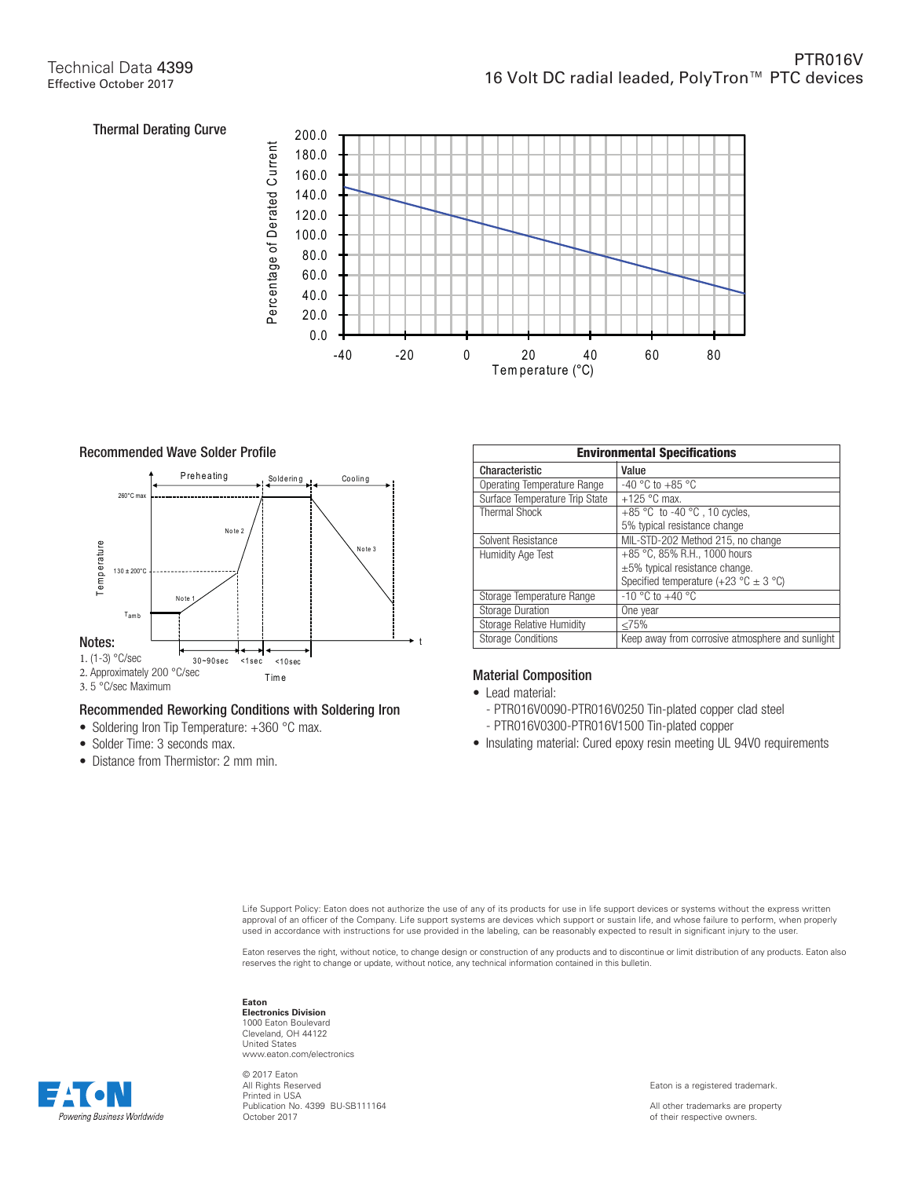## Thermal Derating Curve

## Recommended Wave Solder Profile

### Notes:

1. (1-3) °C/sec
2. Approximately 200 °C/sec
3. 5 °C/sec Maximum

## Recommended Reworking Conditions with Soldering Iron

- Soldering Iron Tip Temperature: +360 °C max.
- Solder Time: 3 seconds max.
- Distance from Thermistor: 2 mm min.

| Environmental Specifications | |
|---|---|
| **Characteristic** | **Value** |
| Operating Temperature Range | -40 °C to +85 °C |
| Surface Temperature Trip State | +125 °C max. |
| Thermal Shock | +85 °C to -40 °C , 10 cycles, 5% typical resistance change |
| Solvent Resistance | MIL-STD-202 Method 215, no change |
| Humidity Age Test | +85 °C, 85% R.H., 1000 hours ±5% typical resistance change. Specified temperature (+23 °C ± 3 °C) |
| Storage Temperature Range | -10 °C to +40 °C |
| Storage Duration | One year |
| Storage Relative Humidity | ≤75% |
| Storage Conditions | Keep away from corrosive atmosphere and sunlight |

## Material Composition

- Lead material:
  - PTR016V0090-PTR016V0250 Tin-plated copper clad steel
  - PTR016V0300-PTR016V1500 Tin-plated copper
- Insulating material: Cured epoxy resin meeting UL 94V0 requirements

Life Support Policy: Eaton does not authorize the use of any of its products for use in life support devices or systems without the express written approval of an officer of the Company. Life support systems are devices which support or sustain life, and whose failure to perform, when properly used in accordance with instructions for use provided in the labeling, can be reasonably expected to result in significant injury to the user.

Eaton reserves the right, without notice, to change design or construction of any products and to discontinue or limit distribution of any products. Eaton also reserves the right to change or update, without notice, any technical information contained in this bulletin.

**Eaton**
**Electronics Division**
1000 Eaton Boulevard
Cleveland, OH 44122
United States
www.eaton.com/electronics

© 2017 Eaton
All Rights Reserved
Printed in USA
Publication No. 4399 BU-SB111164
October 2017

Eaton is a registered trademark.

All other trademarks are property of their respective owners.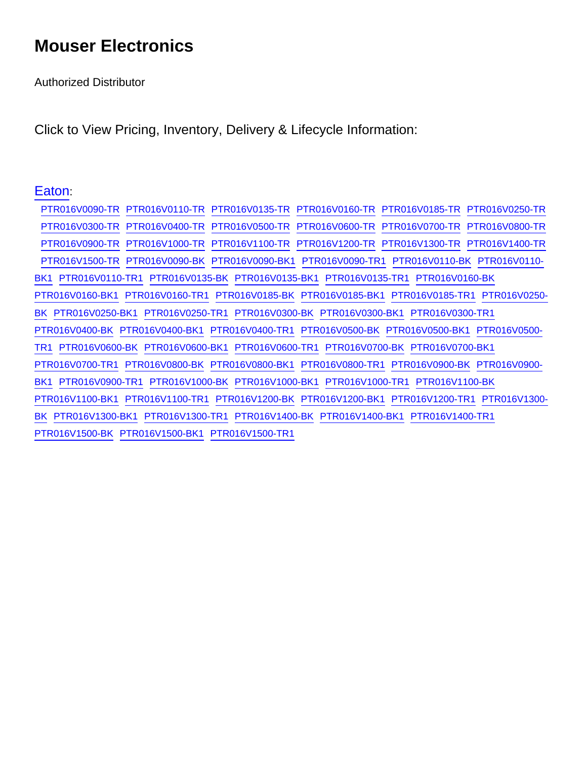# Mouser Electronics

Authorized Distributor

Click to View Pricing, Inventory, Delivery & Lifecycle Information:

Eaton:

PTR016V0090-TR PTR016V0110-TR PTR016V0135-TR PTR016V0160-TR PTR016V0185-TR PTR016V0250-TR PTR016V0300-TR PTR016V0400-TR PTR016V0500-TR PTR016V0600-TR PTR016V0700-TR PTR016V0800-TR PTR016V0900-TR PTR016V1000-TR PTR016V1100-TR PTR016V1200-TR PTR016V1300-TR PTR016V1400-TR PTR016V1500-TR PTR016V0090-BK PTR016V0090-BK1 PTR016V0090-TR1 PTR016V0110-BK PTR016V0110-BK1 PTR016V0110-TR1 PTR016V0135-BK PTR016V0135-BK1 PTR016V0135-TR1 PTR016V0160-BK PTR016V0160-BK1 PTR016V0160-TR1 PTR016V0185-BK PTR016V0185-BK1 PTR016V0185-TR1 PTR016V0250-BK PTR016V0250-BK1 PTR016V0250-TR1 PTR016V0300-BK PTR016V0300-BK1 PTR016V0300-TR1 PTR016V0400-BK PTR016V0400-BK1 PTR016V0400-TR1 PTR016V0500-BK PTR016V0500-BK1 PTR016V0500-TR1 PTR016V0600-BK PTR016V0600-BK1 PTR016V0600-TR1 PTR016V0700-BK PTR016V0700-BK1 PTR016V0700-TR1 PTR016V0800-BK PTR016V0800-BK1 PTR016V0800-TR1 PTR016V0900-BK PTR016V0900-BK1 PTR016V0900-TR1 PTR016V1000-BK PTR016V1000-BK1 PTR016V1000-TR1 PTR016V1100-BK PTR016V1100-BK1 PTR016V1100-TR1 PTR016V1200-BK PTR016V1200-BK1 PTR016V1200-TR1 PTR016V1300-BK PTR016V1300-BK1 PTR016V1300-TR1 PTR016V1400-BK PTR016V1400-BK1 PTR016V1400-TR1 PTR016V1500-BK PTR016V1500-BK1 PTR016V1500-TR1